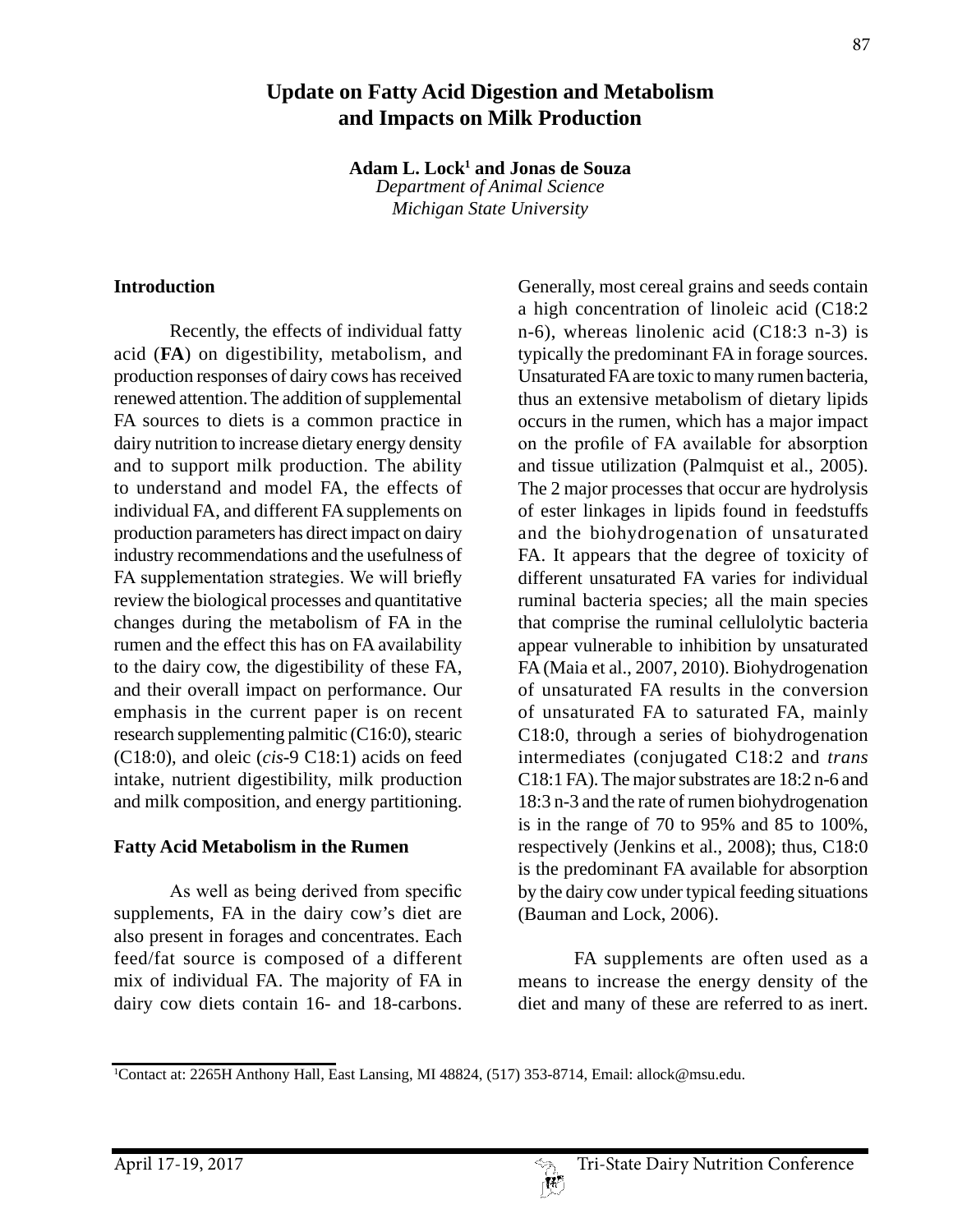# Update on Fatty Acid Digestion and Metabolism and Impacts on Milk Production

**Adam L. Lock[1] and Jonas de Souza**
*Department of Animal Science*
*Michigan State University*

## Introduction

Recently, the effects of individual fatty acid (**FA**) on digestibility, metabolism, and production responses of dairy cows has received renewed attention. The addition of supplemental FA sources to diets is a common practice in dairy nutrition to increase dietary energy density and to support milk production. The ability to understand and model FA, the effects of individual FA, and different FA supplements on production parameters has direct impact on dairy industry recommendations and the usefulness of FA supplementation strategies. We will briefly review the biological processes and quantitative changes during the metabolism of FA in the rumen and the effect this has on FA availability to the dairy cow, the digestibility of these FA, and their overall impact on performance. Our emphasis in the current paper is on recent research supplementing palmitic (C16:0), stearic (C18:0), and oleic (*cis*-9 C18:1) acids on feed intake, nutrient digestibility, milk production and milk composition, and energy partitioning.

## Fatty Acid Metabolism in the Rumen

As well as being derived from specific supplements, FA in the dairy cow's diet are also present in forages and concentrates. Each feed/fat source is composed of a different mix of individual FA. The majority of FA in dairy cow diets contain 16- and 18-carbons. Generally, most cereal grains and seeds contain a high concentration of linoleic acid (C18:2 n-6), whereas linolenic acid (C18:3 n-3) is typically the predominant FA in forage sources. Unsaturated FA are toxic to many rumen bacteria, thus an extensive metabolism of dietary lipids occurs in the rumen, which has a major impact on the profile of FA available for absorption and tissue utilization (Palmquist et al., 2005). The 2 major processes that occur are hydrolysis of ester linkages in lipids found in feedstuffs and the biohydrogenation of unsaturated FA. It appears that the degree of toxicity of different unsaturated FA varies for individual ruminal bacteria species; all the main species that comprise the ruminal cellulolytic bacteria appear vulnerable to inhibition by unsaturated FA (Maia et al., 2007, 2010). Biohydrogenation of unsaturated FA results in the conversion of unsaturated FA to saturated FA, mainly C18:0, through a series of biohydrogenation intermediates (conjugated C18:2 and *trans* C18:1 FA). The major substrates are 18:2 n-6 and 18:3 n-3 and the rate of rumen biohydrogenation is in the range of 70 to 95% and 85 to 100%, respectively (Jenkins et al., 2008); thus, C18:0 is the predominant FA available for absorption by the dairy cow under typical feeding situations (Bauman and Lock, 2006).

FA supplements are often used as a means to increase the energy density of the diet and many of these are referred to as inert.

[1]Contact at: 2265H Anthony Hall, East Lansing, MI 48824, (517) 353-8714, Email: allock@msu.edu.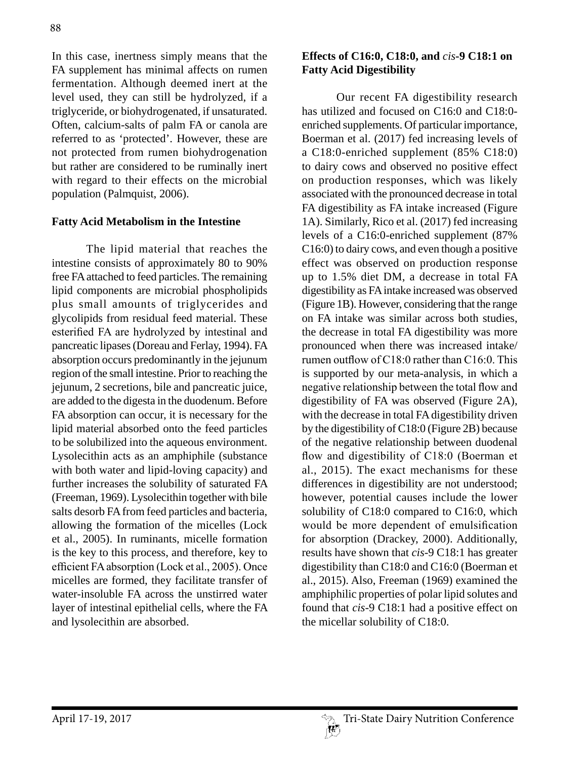In this case, inertness simply means that the FA supplement has minimal affects on rumen fermentation. Although deemed inert at the level used, they can still be hydrolyzed, if a triglyceride, or biohydrogenated, if unsaturated. Often, calcium-salts of palm FA or canola are referred to as 'protected'. However, these are not protected from rumen biohydrogenation but rather are considered to be ruminally inert with regard to their effects on the microbial population (Palmquist, 2006).

**Fatty Acid Metabolism in the Intestine**

The lipid material that reaches the intestine consists of approximately 80 to 90% free FA attached to feed particles. The remaining lipid components are microbial phospholipids plus small amounts of triglycerides and glycolipids from residual feed material. These esterified FA are hydrolyzed by intestinal and pancreatic lipases (Doreau and Ferlay, 1994). FA absorption occurs predominantly in the jejunum region of the small intestine. Prior to reaching the jejunum, 2 secretions, bile and pancreatic juice, are added to the digesta in the duodenum. Before FA absorption can occur, it is necessary for the lipid material absorbed onto the feed particles to be solubilized into the aqueous environment. Lysolecithin acts as an amphiphile (substance with both water and lipid-loving capacity) and further increases the solubility of saturated FA (Freeman, 1969). Lysolecithin together with bile salts desorb FA from feed particles and bacteria, allowing the formation of the micelles (Lock et al., 2005). In ruminants, micelle formation is the key to this process, and therefore, key to efficient FA absorption (Lock et al., 2005). Once micelles are formed, they facilitate transfer of water-insoluble FA across the unstirred water layer of intestinal epithelial cells, where the FA and lysolecithin are absorbed.

**Effects of C16:0, C18:0, and *cis*-9 C18:1 on Fatty Acid Digestibility**

Our recent FA digestibility research has utilized and focused on C16:0 and C18:0-enriched supplements. Of particular importance, Boerman et al. (2017) fed increasing levels of a C18:0-enriched supplement (85% C18:0) to dairy cows and observed no positive effect on production responses, which was likely associated with the pronounced decrease in total FA digestibility as FA intake increased (Figure 1A). Similarly, Rico et al. (2017) fed increasing levels of a C16:0-enriched supplement (87% C16:0) to dairy cows, and even though a positive effect was observed on production response up to 1.5% diet DM, a decrease in total FA digestibility as FA intake increased was observed (Figure 1B). However, considering that the range on FA intake was similar across both studies, the decrease in total FA digestibility was more pronounced when there was increased intake/rumen outflow of C18:0 rather than C16:0. This is supported by our meta-analysis, in which a negative relationship between the total flow and digestibility of FA was observed (Figure 2A), with the decrease in total FA digestibility driven by the digestibility of C18:0 (Figure 2B) because of the negative relationship between duodenal flow and digestibility of C18:0 (Boerman et al., 2015). The exact mechanisms for these differences in digestibility are not understood; however, potential causes include the lower solubility of C18:0 compared to C16:0, which would be more dependent of emulsification for absorption (Drackey, 2000). Additionally, results have shown that *cis*-9 C18:1 has greater digestibility than C18:0 and C16:0 (Boerman et al., 2015). Also, Freeman (1969) examined the amphiphilic properties of polar lipid solutes and found that *cis*-9 C18:1 had a positive effect on the micellar solubility of C18:0.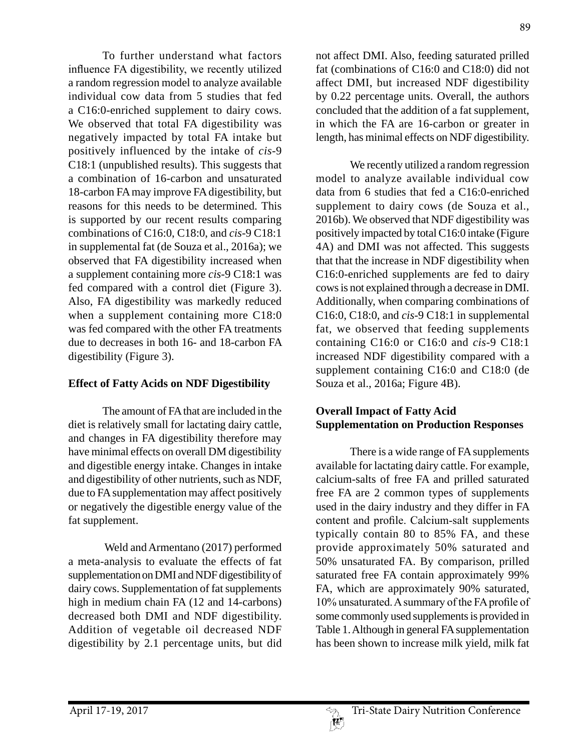To further understand what factors influence FA digestibility, we recently utilized a random regression model to analyze available individual cow data from 5 studies that fed a C16:0-enriched supplement to dairy cows. We observed that total FA digestibility was negatively impacted by total FA intake but positively influenced by the intake of *cis*-9 C18:1 (unpublished results). This suggests that a combination of 16-carbon and unsaturated 18-carbon FA may improve FA digestibility, but reasons for this needs to be determined. This is supported by our recent results comparing combinations of C16:0, C18:0, and *cis*-9 C18:1 in supplemental fat (de Souza et al., 2016a); we observed that FA digestibility increased when a supplement containing more *cis*-9 C18:1 was fed compared with a control diet (Figure 3). Also, FA digestibility was markedly reduced when a supplement containing more C18:0 was fed compared with the other FA treatments due to decreases in both 16- and 18-carbon FA digestibility (Figure 3).

**Effect of Fatty Acids on NDF Digestibility**

The amount of FA that are included in the diet is relatively small for lactating dairy cattle, and changes in FA digestibility therefore may have minimal effects on overall DM digestibility and digestible energy intake. Changes in intake and digestibility of other nutrients, such as NDF, due to FA supplementation may affect positively or negatively the digestible energy value of the fat supplement.

Weld and Armentano (2017) performed a meta-analysis to evaluate the effects of fat supplementation on DMI and NDF digestibility of dairy cows. Supplementation of fat supplements high in medium chain FA (12 and 14-carbons) decreased both DMI and NDF digestibility. Addition of vegetable oil decreased NDF digestibility by 2.1 percentage units, but did not affect DMI. Also, feeding saturated prilled fat (combinations of C16:0 and C18:0) did not affect DMI, but increased NDF digestibility by 0.22 percentage units. Overall, the authors concluded that the addition of a fat supplement, in which the FA are 16-carbon or greater in length, has minimal effects on NDF digestibility.

We recently utilized a random regression model to analyze available individual cow data from 6 studies that fed a C16:0-enriched supplement to dairy cows (de Souza et al., 2016b). We observed that NDF digestibility was positively impacted by total C16:0 intake (Figure 4A) and DMI was not affected. This suggests that that the increase in NDF digestibility when C16:0-enriched supplements are fed to dairy cows is not explained through a decrease in DMI. Additionally, when comparing combinations of C16:0, C18:0, and *cis*-9 C18:1 in supplemental fat, we observed that feeding supplements containing C16:0 or C16:0 and *cis*-9 C18:1 increased NDF digestibility compared with a supplement containing C16:0 and C18:0 (de Souza et al., 2016a; Figure 4B).

**Overall Impact of Fatty Acid Supplementation on Production Responses**

There is a wide range of FA supplements available for lactating dairy cattle. For example, calcium-salts of free FA and prilled saturated free FA are 2 common types of supplements used in the dairy industry and they differ in FA content and profile. Calcium-salt supplements typically contain 80 to 85% FA, and these provide approximately 50% saturated and 50% unsaturated FA. By comparison, prilled saturated free FA contain approximately 99% FA, which are approximately 90% saturated, 10% unsaturated. A summary of the FA profile of some commonly used supplements is provided in Table 1. Although in general FA supplementation has been shown to increase milk yield, milk fat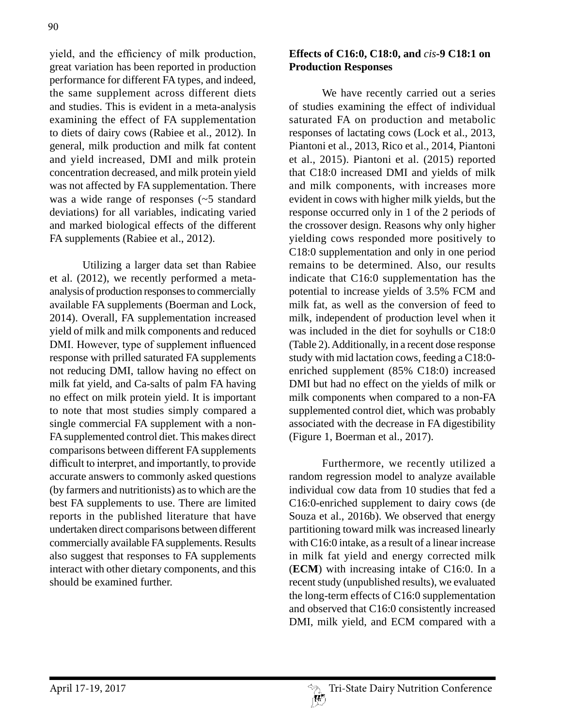yield, and the efficiency of milk production, great variation has been reported in production performance for different FA types, and indeed, the same supplement across different diets and studies. This is evident in a meta-analysis examining the effect of FA supplementation to diets of dairy cows (Rabiee et al., 2012). In general, milk production and milk fat content and yield increased, DMI and milk protein concentration decreased, and milk protein yield was not affected by FA supplementation. There was a wide range of responses (~5 standard deviations) for all variables, indicating varied and marked biological effects of the different FA supplements (Rabiee et al., 2012).

Utilizing a larger data set than Rabiee et al. (2012), we recently performed a meta-analysis of production responses to commercially available FA supplements (Boerman and Lock, 2014). Overall, FA supplementation increased yield of milk and milk components and reduced DMI. However, type of supplement influenced response with prilled saturated FA supplements not reducing DMI, tallow having no effect on milk fat yield, and Ca-salts of palm FA having no effect on milk protein yield. It is important to note that most studies simply compared a single commercial FA supplement with a non-FA supplemented control diet. This makes direct comparisons between different FA supplements difficult to interpret, and importantly, to provide accurate answers to commonly asked questions (by farmers and nutritionists) as to which are the best FA supplements to use. There are limited reports in the published literature that have undertaken direct comparisons between different commercially available FA supplements. Results also suggest that responses to FA supplements interact with other dietary components, and this should be examined further.

## Effects of C16:0, C18:0, and *cis*-9 C18:1 on Production Responses

We have recently carried out a series of studies examining the effect of individual saturated FA on production and metabolic responses of lactating cows (Lock et al., 2013, Piantoni et al., 2013, Rico et al., 2014, Piantoni et al., 2015). Piantoni et al. (2015) reported that C18:0 increased DMI and yields of milk and milk components, with increases more evident in cows with higher milk yields, but the response occurred only in 1 of the 2 periods of the crossover design. Reasons why only higher yielding cows responded more positively to C18:0 supplementation and only in one period remains to be determined. Also, our results indicate that C16:0 supplementation has the potential to increase yields of 3.5% FCM and milk fat, as well as the conversion of feed to milk, independent of production level when it was included in the diet for soyhulls or C18:0 (Table 2). Additionally, in a recent dose response study with mid lactation cows, feeding a C18:0-enriched supplement (85% C18:0) increased DMI but had no effect on the yields of milk or milk components when compared to a non-FA supplemented control diet, which was probably associated with the decrease in FA digestibility (Figure 1, Boerman et al., 2017).

Furthermore, we recently utilized a random regression model to analyze available individual cow data from 10 studies that fed a C16:0-enriched supplement to dairy cows (de Souza et al., 2016b). We observed that energy partitioning toward milk was increased linearly with C16:0 intake, as a result of a linear increase in milk fat yield and energy corrected milk (**ECM**) with increasing intake of C16:0. In a recent study (unpublished results), we evaluated the long-term effects of C16:0 supplementation and observed that C16:0 consistently increased DMI, milk yield, and ECM compared with a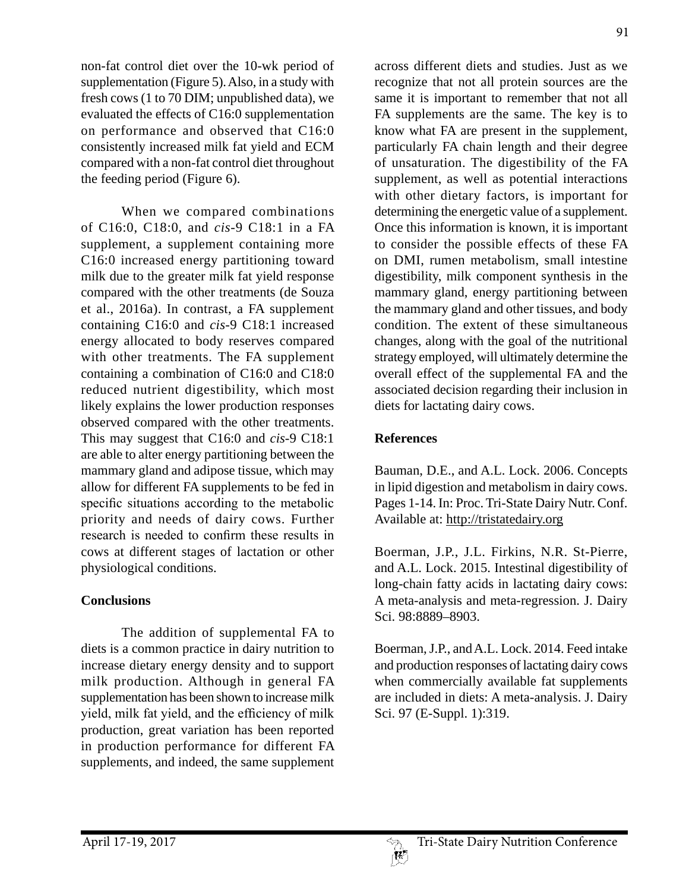non-fat control diet over the 10-wk period of supplementation (Figure 5). Also, in a study with fresh cows (1 to 70 DIM; unpublished data), we evaluated the effects of C16:0 supplementation on performance and observed that C16:0 consistently increased milk fat yield and ECM compared with a non-fat control diet throughout the feeding period (Figure 6).

When we compared combinations of C16:0, C18:0, and *cis*-9 C18:1 in a FA supplement, a supplement containing more C16:0 increased energy partitioning toward milk due to the greater milk fat yield response compared with the other treatments (de Souza et al., 2016a). In contrast, a FA supplement containing C16:0 and *cis*-9 C18:1 increased energy allocated to body reserves compared with other treatments. The FA supplement containing a combination of C16:0 and C18:0 reduced nutrient digestibility, which most likely explains the lower production responses observed compared with the other treatments. This may suggest that C16:0 and *cis*-9 C18:1 are able to alter energy partitioning between the mammary gland and adipose tissue, which may allow for different FA supplements to be fed in specific situations according to the metabolic priority and needs of dairy cows. Further research is needed to confirm these results in cows at different stages of lactation or other physiological conditions.

## Conclusions

The addition of supplemental FA to diets is a common practice in dairy nutrition to increase dietary energy density and to support milk production. Although in general FA supplementation has been shown to increase milk yield, milk fat yield, and the efficiency of milk production, great variation has been reported in production performance for different FA supplements, and indeed, the same supplement across different diets and studies. Just as we recognize that not all protein sources are the same it is important to remember that not all FA supplements are the same. The key is to know what FA are present in the supplement, particularly FA chain length and their degree of unsaturation. The digestibility of the FA supplement, as well as potential interactions with other dietary factors, is important for determining the energetic value of a supplement. Once this information is known, it is important to consider the possible effects of these FA on DMI, rumen metabolism, small intestine digestibility, milk component synthesis in the mammary gland, energy partitioning between the mammary gland and other tissues, and body condition. The extent of these simultaneous changes, along with the goal of the nutritional strategy employed, will ultimately determine the overall effect of the supplemental FA and the associated decision regarding their inclusion in diets for lactating dairy cows.

## References

Bauman, D.E., and A.L. Lock. 2006. Concepts in lipid digestion and metabolism in dairy cows. Pages 1-14. In: Proc. Tri-State Dairy Nutr. Conf. Available at: http://tristatedairy.org

Boerman, J.P., J.L. Firkins, N.R. St-Pierre, and A.L. Lock. 2015. Intestinal digestibility of long-chain fatty acids in lactating dairy cows: A meta-analysis and meta-regression. J. Dairy Sci. 98:8889–8903.

Boerman, J.P., and A.L. Lock. 2014. Feed intake and production responses of lactating dairy cows when commercially available fat supplements are included in diets: A meta-analysis. J. Dairy Sci. 97 (E-Suppl. 1):319.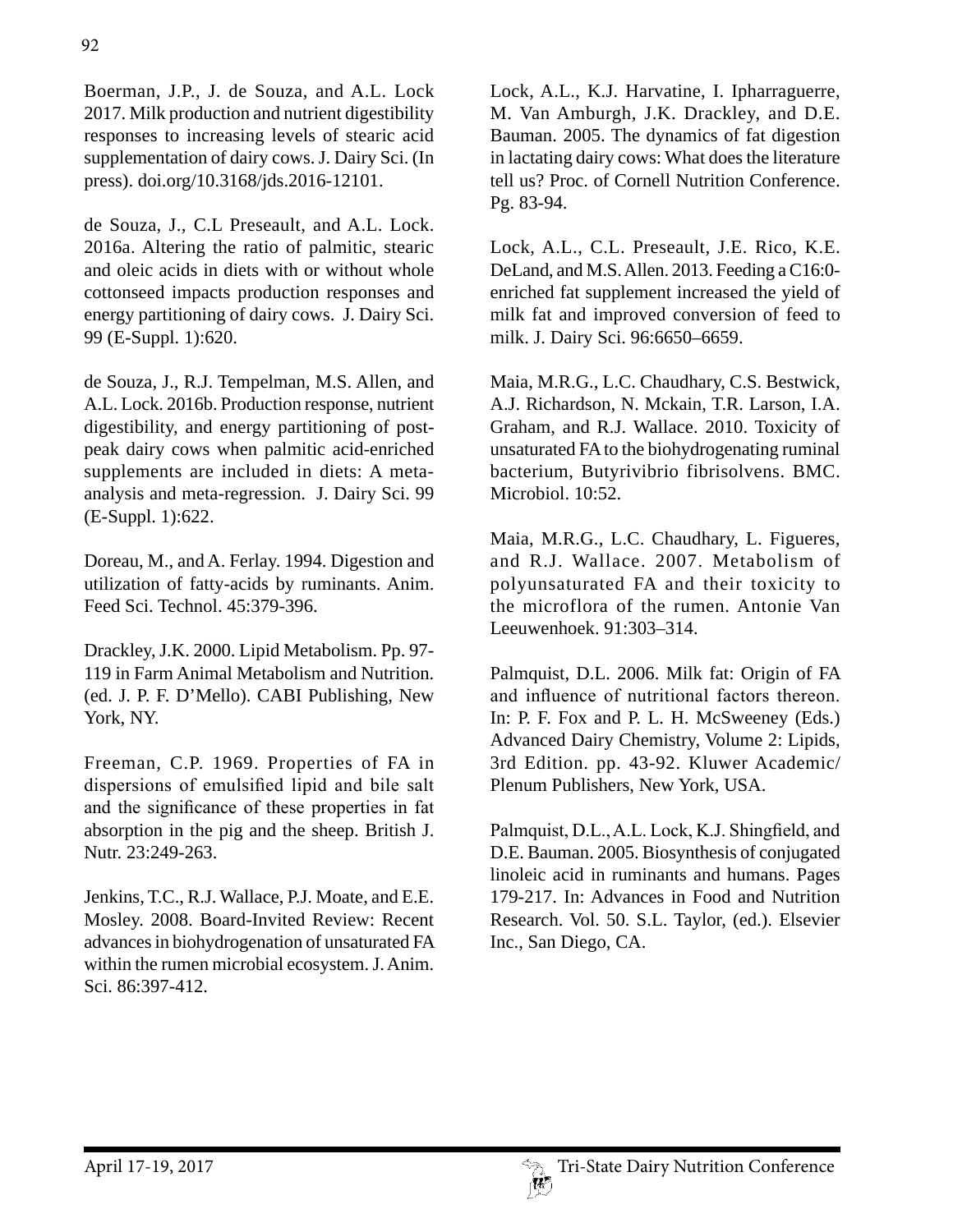Boerman, J.P., J. de Souza, and A.L. Lock 2017. Milk production and nutrient digestibility responses to increasing levels of stearic acid supplementation of dairy cows. J. Dairy Sci. (In press). doi.org/10.3168/jds.2016-12101.

de Souza, J., C.L Preseault, and A.L. Lock. 2016a. Altering the ratio of palmitic, stearic and oleic acids in diets with or without whole cottonseed impacts production responses and energy partitioning of dairy cows. J. Dairy Sci. 99 (E-Suppl. 1):620.

de Souza, J., R.J. Tempelman, M.S. Allen, and A.L. Lock. 2016b. Production response, nutrient digestibility, and energy partitioning of post-peak dairy cows when palmitic acid-enriched supplements are included in diets: A meta-analysis and meta-regression. J. Dairy Sci. 99 (E-Suppl. 1):622.

Doreau, M., and A. Ferlay. 1994. Digestion and utilization of fatty-acids by ruminants. Anim. Feed Sci. Technol. 45:379-396.

Drackley, J.K. 2000. Lipid Metabolism. Pp. 97-119 in Farm Animal Metabolism and Nutrition. (ed. J. P. F. D'Mello). CABI Publishing, New York, NY.

Freeman, C.P. 1969. Properties of FA in dispersions of emulsified lipid and bile salt and the significance of these properties in fat absorption in the pig and the sheep. British J. Nutr. 23:249-263.

Jenkins, T.C., R.J. Wallace, P.J. Moate, and E.E. Mosley. 2008. Board-Invited Review: Recent advances in biohydrogenation of unsaturated FA within the rumen microbial ecosystem. J. Anim. Sci. 86:397-412.

Lock, A.L., K.J. Harvatine, I. Ipharraguerre, M. Van Amburgh, J.K. Drackley, and D.E. Bauman. 2005. The dynamics of fat digestion in lactating dairy cows: What does the literature tell us? Proc. of Cornell Nutrition Conference. Pg. 83-94.

Lock, A.L., C.L. Preseault, J.E. Rico, K.E. DeLand, and M.S. Allen. 2013. Feeding a C16:0-enriched fat supplement increased the yield of milk fat and improved conversion of feed to milk. J. Dairy Sci. 96:6650–6659.

Maia, M.R.G., L.C. Chaudhary, C.S. Bestwick, A.J. Richardson, N. Mckain, T.R. Larson, I.A. Graham, and R.J. Wallace. 2010. Toxicity of unsaturated FA to the biohydrogenating ruminal bacterium, Butyrivibrio fibrisolvens. BMC. Microbiol. 10:52.

Maia, M.R.G., L.C. Chaudhary, L. Figueres, and R.J. Wallace. 2007. Metabolism of polyunsaturated FA and their toxicity to the microflora of the rumen. Antonie Van Leeuwenhoek. 91:303–314.

Palmquist, D.L. 2006. Milk fat: Origin of FA and influence of nutritional factors thereon. In: P. F. Fox and P. L. H. McSweeney (Eds.) Advanced Dairy Chemistry, Volume 2: Lipids, 3rd Edition. pp. 43-92. Kluwer Academic/ Plenum Publishers, New York, USA.

Palmquist, D.L., A.L. Lock, K.J. Shingfield, and D.E. Bauman. 2005. Biosynthesis of conjugated linoleic acid in ruminants and humans. Pages 179-217. In: Advances in Food and Nutrition Research. Vol. 50. S.L. Taylor, (ed.). Elsevier Inc., San Diego, CA.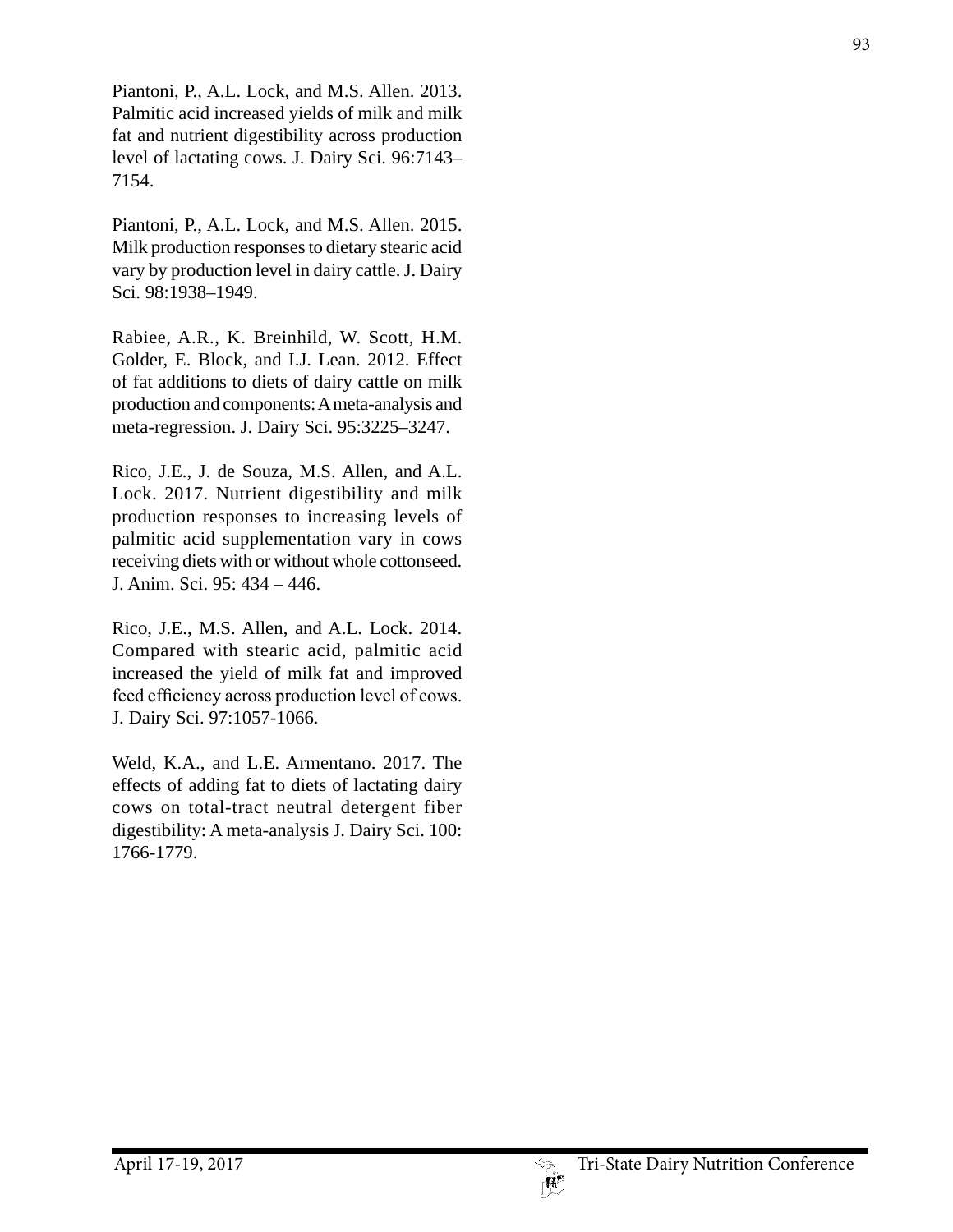Piantoni, P., A.L. Lock, and M.S. Allen. 2013. Palmitic acid increased yields of milk and milk fat and nutrient digestibility across production level of lactating cows. J. Dairy Sci. 96:7143–7154.

Piantoni, P., A.L. Lock, and M.S. Allen. 2015. Milk production responses to dietary stearic acid vary by production level in dairy cattle. J. Dairy Sci. 98:1938–1949.

Rabiee, A.R., K. Breinhild, W. Scott, H.M. Golder, E. Block, and I.J. Lean. 2012. Effect of fat additions to diets of dairy cattle on milk production and components: A meta-analysis and meta-regression. J. Dairy Sci. 95:3225–3247.

Rico, J.E., J. de Souza, M.S. Allen, and A.L. Lock. 2017. Nutrient digestibility and milk production responses to increasing levels of palmitic acid supplementation vary in cows receiving diets with or without whole cottonseed. J. Anim. Sci. 95: 434 – 446.

Rico, J.E., M.S. Allen, and A.L. Lock. 2014. Compared with stearic acid, palmitic acid increased the yield of milk fat and improved feed efficiency across production level of cows. J. Dairy Sci. 97:1057-1066.

Weld, K.A., and L.E. Armentano. 2017. The effects of adding fat to diets of lactating dairy cows on total-tract neutral detergent fiber digestibility: A meta-analysis J. Dairy Sci. 100: 1766-1779.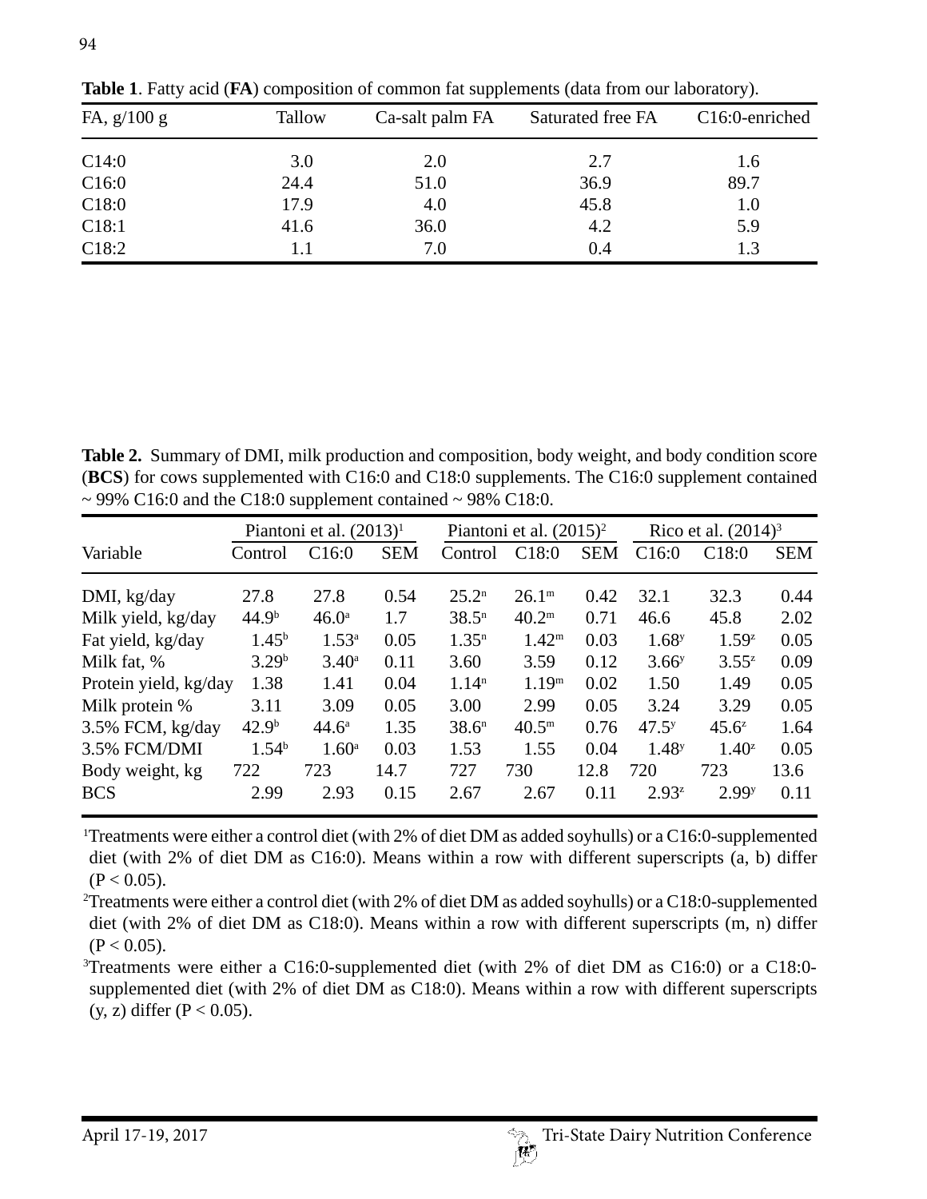**Table 1**. Fatty acid (**FA**) composition of common fat supplements (data from our laboratory).

| FA, g/100 g | Tallow | Ca-salt palm FA | Saturated free FA | C16:0-enriched |
|---|---|---|---|---|
| C14:0 | 3.0 | 2.0 | 2.7 | 1.6 |
| C16:0 | 24.4 | 51.0 | 36.9 | 89.7 |
| C18:0 | 17.9 | 4.0 | 45.8 | 1.0 |
| C18:1 | 41.6 | 36.0 | 4.2 | 5.9 |
| C18:2 | 1.1 | 7.0 | 0.4 | 1.3 |

**Table 2.** Summary of DMI, milk production and composition, body weight, and body condition score (**BCS**) for cows supplemented with C16:0 and C18:0 supplements. The C16:0 supplement contained ~ 99% C16:0 and the C18:0 supplement contained ~ 98% C18:0.

| | Piantoni et al. (2013)[1] | | | Piantoni et al. (2015)[2] | | | Rico et al. (2014)[3] | | |
|---|---|---|---|---|---|---|---|---|---|
| Variable | Control | C16:0 | SEM | Control | C18:0 | SEM | C16:0 | C18:0 | SEM |
| DMI, kg/day | 27.8 | 27.8 | 0.54 | 25.2[n] | 26.1[m] | 0.42 | 32.1 | 32.3 | 0.44 |
| Milk yield, kg/day | 44.9[b] | 46.0[a] | 1.7 | 38.5[n] | 40.2[m] | 0.71 | 46.6 | 45.8 | 2.02 |
| Fat yield, kg/day | 1.45[b] | 1.53[a] | 0.05 | 1.35[n] | 1.42[m] | 0.03 | 1.68[y] | 1.59[z] | 0.05 |
| Milk fat, % | 3.29[b] | 3.40[a] | 0.11 | 3.60 | 3.59 | 0.12 | 3.66[y] | 3.55[z] | 0.09 |
| Protein yield, kg/day | 1.38 | 1.41 | 0.04 | 1.14[n] | 1.19[m] | 0.02 | 1.50 | 1.49 | 0.05 |
| Milk protein % | 3.11 | 3.09 | 0.05 | 3.00 | 2.99 | 0.05 | 3.24 | 3.29 | 0.05 |
| 3.5% FCM, kg/day | 42.9[b] | 44.6[a] | 1.35 | 38.6[n] | 40.5[m] | 0.76 | 47.5[y] | 45.6[z] | 1.64 |
| 3.5% FCM/DMI | 1.54[b] | 1.60[a] | 0.03 | 1.53 | 1.55 | 0.04 | 1.48[y] | 1.40[z] | 0.05 |
| Body weight, kg | 722 | 723 | 14.7 | 727 | 730 | 12.8 | 720 | 723 | 13.6 |
| BCS | 2.99 | 2.93 | 0.15 | 2.67 | 2.67 | 0.11 | 2.93[z] | 2.99[y] | 0.11 |

[1]Treatments were either a control diet (with 2% of diet DM as added soyhulls) or a C16:0-supplemented diet (with 2% of diet DM as C16:0). Means within a row with different superscripts (a, b) differ ($P < 0.05$).

[2]Treatments were either a control diet (with 2% of diet DM as added soyhulls) or a C18:0-supplemented diet (with 2% of diet DM as C18:0). Means within a row with different superscripts (m, n) differ ($P < 0.05$).

[3]Treatments were either a C16:0-supplemented diet (with 2% of diet DM as C16:0) or a C18:0-supplemented diet (with 2% of diet DM as C18:0). Means within a row with different superscripts (y, z) differ ($P < 0.05$).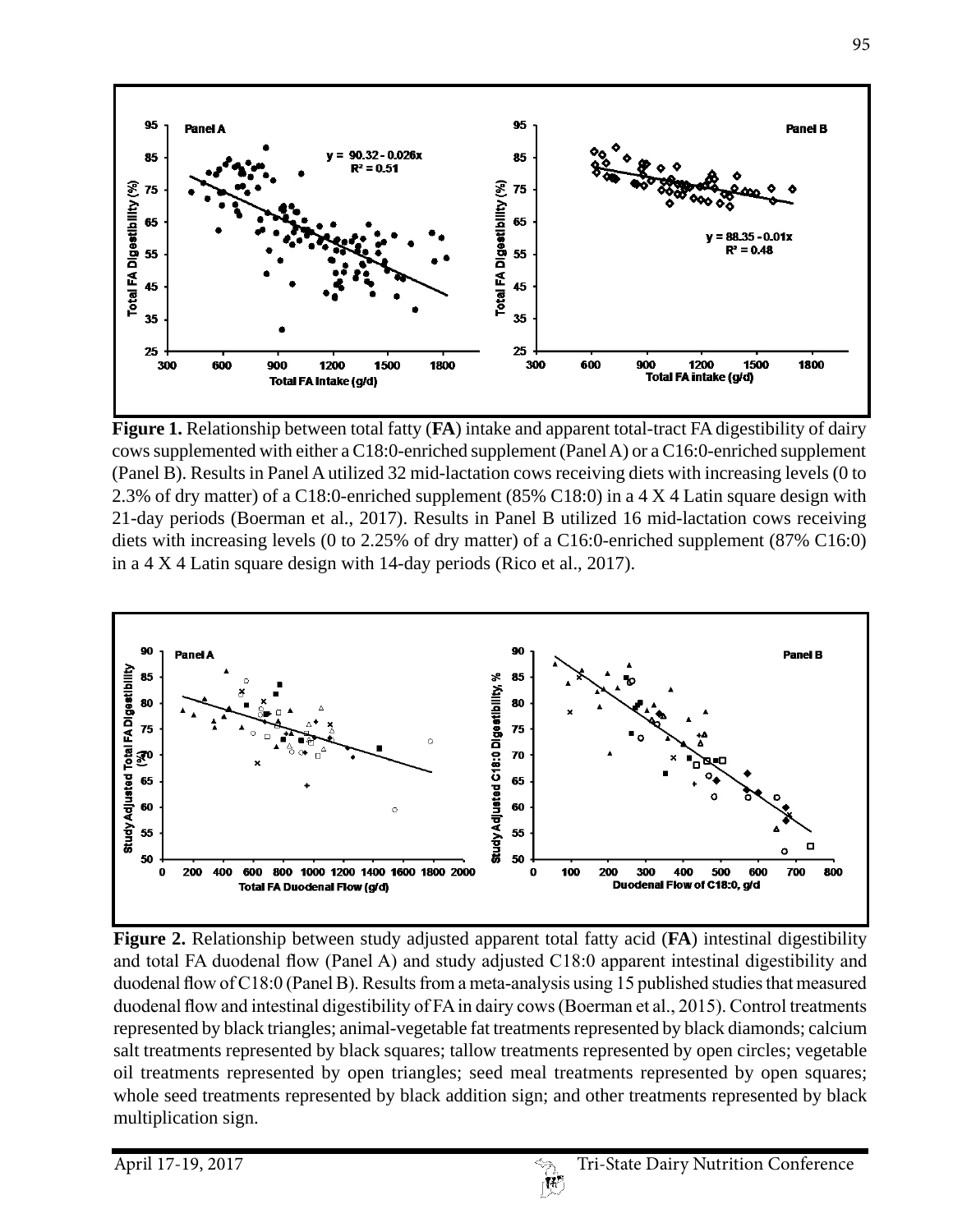**Figure 1.** Relationship between total fatty (**FA**) intake and apparent total-tract FA digestibility of dairy cows supplemented with either a C18:0-enriched supplement (Panel A) or a C16:0-enriched supplement (Panel B). Results in Panel A utilized 32 mid-lactation cows receiving diets with increasing levels (0 to 2.3% of dry matter) of a C18:0-enriched supplement (85% C18:0) in a 4 X 4 Latin square design with 21-day periods (Boerman et al., 2017). Results in Panel B utilized 16 mid-lactation cows receiving diets with increasing levels (0 to 2.25% of dry matter) of a C16:0-enriched supplement (87% C16:0) in a 4 X 4 Latin square design with 14-day periods (Rico et al., 2017).

**Figure 2.** Relationship between study adjusted apparent total fatty acid (**FA**) intestinal digestibility and total FA duodenal flow (Panel A) and study adjusted C18:0 apparent intestinal digestibility and duodenal flow of C18:0 (Panel B). Results from a meta-analysis using 15 published studies that measured duodenal flow and intestinal digestibility of FA in dairy cows (Boerman et al., 2015). Control treatments represented by black triangles; animal-vegetable fat treatments represented by black diamonds; calcium salt treatments represented by black squares; tallow treatments represented by open circles; vegetable oil treatments represented by open triangles; seed meal treatments represented by open squares; whole seed treatments represented by black addition sign; and other treatments represented by black multiplication sign.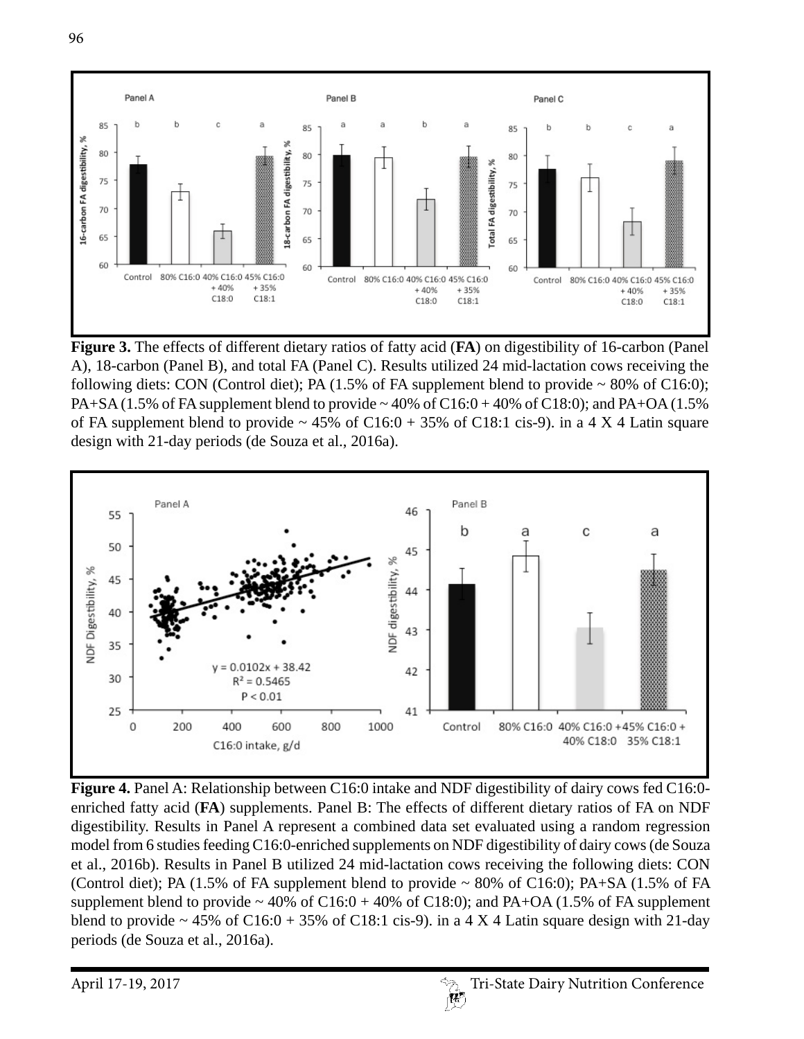**Figure 3.** The effects of different dietary ratios of fatty acid (**FA**) on digestibility of 16-carbon (Panel A), 18-carbon (Panel B), and total FA (Panel C). Results utilized 24 mid-lactation cows receiving the following diets: CON (Control diet); PA (1.5% of FA supplement blend to provide ~ 80% of C16:0); PA+SA (1.5% of FA supplement blend to provide ~ 40% of C16:0 + 40% of C18:0); and PA+OA (1.5% of FA supplement blend to provide ~ 45% of C16:0 + 35% of C18:1 cis-9). in a 4 X 4 Latin square design with 21-day periods (de Souza et al., 2016a).

**Figure 4.** Panel A: Relationship between C16:0 intake and NDF digestibility of dairy cows fed C16:0-enriched fatty acid (**FA**) supplements. Panel B: The effects of different dietary ratios of FA on NDF digestibility. Results in Panel A represent a combined data set evaluated using a random regression model from 6 studies feeding C16:0-enriched supplements on NDF digestibility of dairy cows (de Souza et al., 2016b). Results in Panel B utilized 24 mid-lactation cows receiving the following diets: CON (Control diet); PA (1.5% of FA supplement blend to provide ~ 80% of C16:0); PA+SA (1.5% of FA supplement blend to provide ~ 40% of C16:0 + 40% of C18:0); and PA+OA (1.5% of FA supplement blend to provide ~ 45% of C16:0 + 35% of C18:1 cis-9). in a 4 X 4 Latin square design with 21-day periods (de Souza et al., 2016a).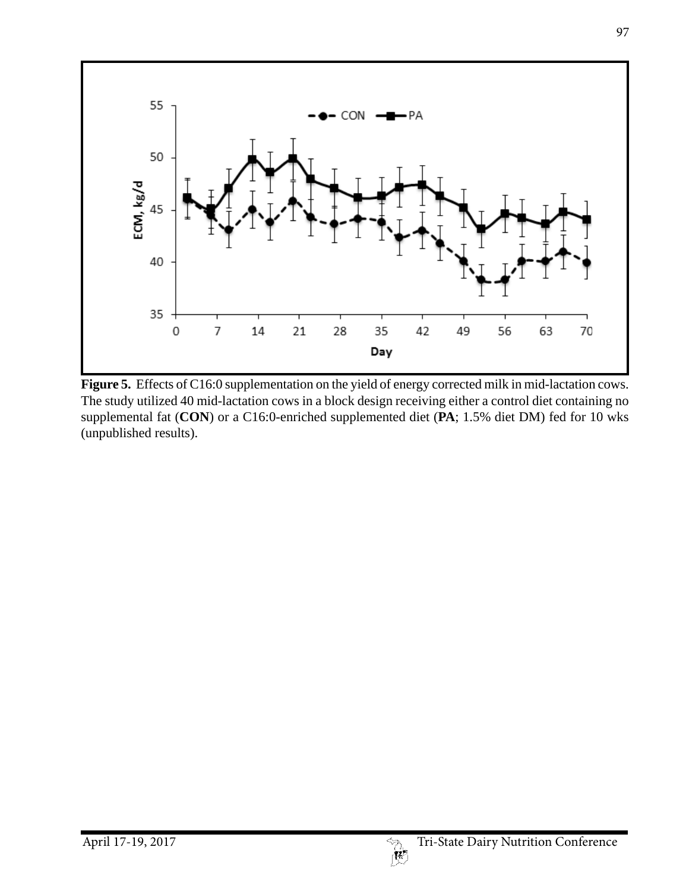**Figure 5.** Effects of C16:0 supplementation on the yield of energy corrected milk in mid-lactation cows. The study utilized 40 mid-lactation cows in a block design receiving either a control diet containing no supplemental fat (**CON**) or a C16:0-enriched supplemented diet (**PA**; 1.5% diet DM) fed for 10 wks (unpublished results).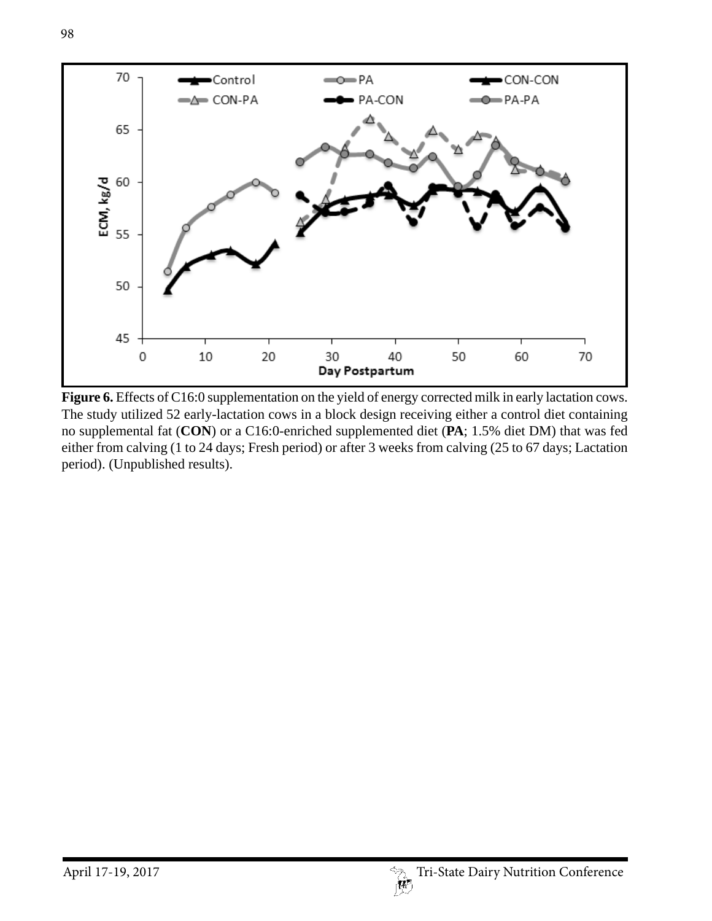70
65
60
55
50
45

ECM, kg/d

0 10 20 30 40 50 60 70

Day Postpartum

Control
PA
CON-CON
CON-PA
PA-CON
PA-PA

**Figure 6.** Effects of C16:0 supplementation on the yield of energy corrected milk in early lactation cows. The study utilized 52 early-lactation cows in a block design receiving either a control diet containing no supplemental fat (**CON**) or a C16:0-enriched supplemented diet (**PA**; 1.5% diet DM) that was fed either from calving (1 to 24 days; Fresh period) or after 3 weeks from calving (25 to 67 days; Lactation period). (Unpublished results).